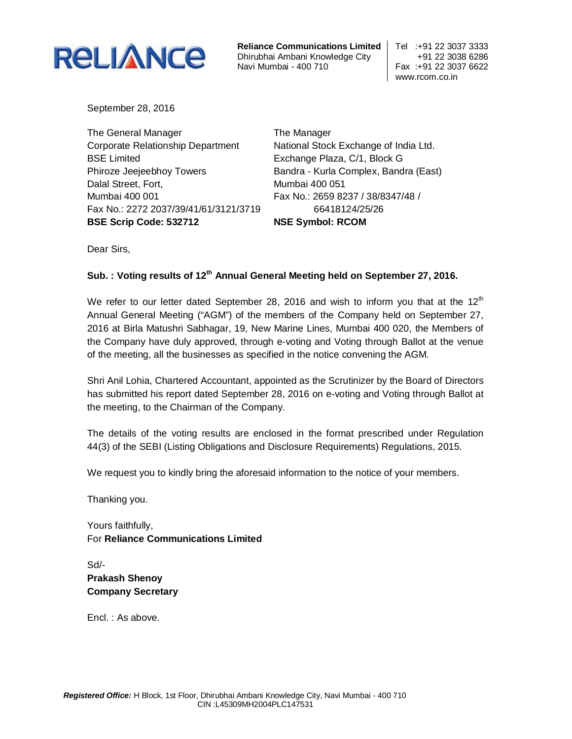**RELIANCE**

**Reliance Communications Limited**
Dhirubhai Ambani Knowledge City
Navi Mumbai - 400 710

Tel :+91 22 3037 3333
+91 22 3038 6286
Fax :+91 22 3037 6622
www.rcom.co.in

September 28, 2016

The General Manager
Corporate Relationship Department
BSE Limited
Phiroze Jeejeebhoy Towers
Dalal Street, Fort,
Mumbai 400 001
Fax No.: 2272 2037/39/41/61/3121/3719
**BSE Scrip Code: 532712**

The Manager
National Stock Exchange of India Ltd.
Exchange Plaza, C/1, Block G
Bandra - Kurla Complex, Bandra (East)
Mumbai 400 051
Fax No.: 2659 8237 / 38/8347/48 / 66418124/25/26
**NSE Symbol: RCOM**

Dear Sirs,

**Sub. : Voting results of 12th Annual General Meeting held on September 27, 2016.**

We refer to our letter dated September 28, 2016 and wish to inform you that at the 12th Annual General Meeting ("AGM") of the members of the Company held on September 27, 2016 at Birla Matushri Sabhagar, 19, New Marine Lines, Mumbai 400 020, the Members of the Company have duly approved, through e-voting and Voting through Ballot at the venue of the meeting, all the businesses as specified in the notice convening the AGM.

Shri Anil Lohia, Chartered Accountant, appointed as the Scrutinizer by the Board of Directors has submitted his report dated September 28, 2016 on e-voting and Voting through Ballot at the meeting, to the Chairman of the Company.

The details of the voting results are enclosed in the format prescribed under Regulation 44(3) of the SEBI (Listing Obligations and Disclosure Requirements) Regulations, 2015.

We request you to kindly bring the aforesaid information to the notice of your members.

Thanking you.

Yours faithfully,
For **Reliance Communications Limited**

Sd/-
**Prakash Shenoy**
**Company Secretary**

Encl. : As above.

***Registered Office:*** H Block, 1st Floor, Dhirubhai Ambani Knowledge City, Navi Mumbai - 400 710
CIN :L45309MH2004PLC147531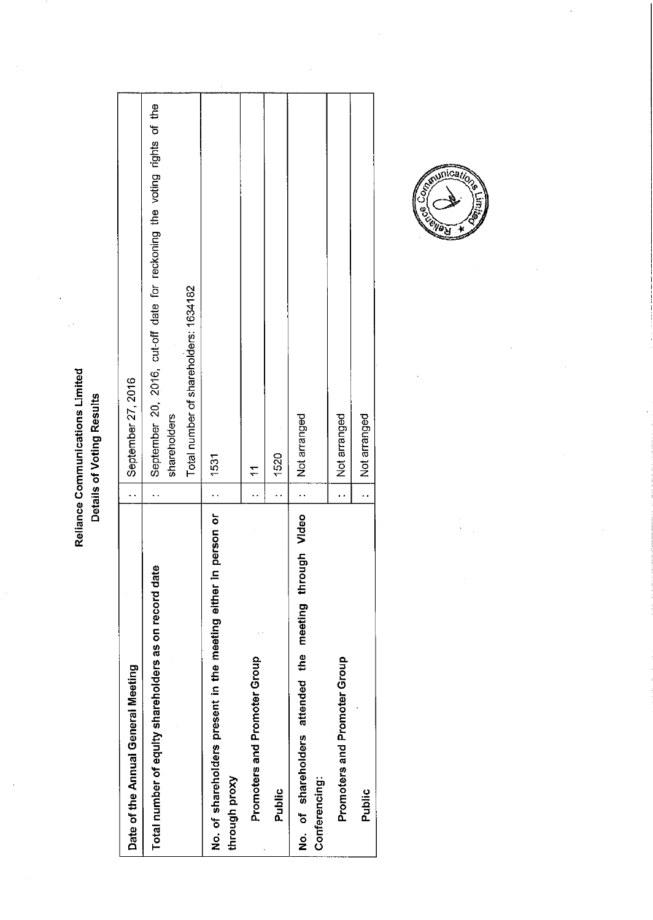**Reliance Communications Limited**

**Details of Voting Results**

| | | |
|---|---|---|
| **Date of the Annual General Meeting** | : | September 27, 2016 |
| **Total number of equity shareholders as on record date** | : | September 20, 2016, cut-off date for reckoning the voting rights of the shareholders<br>Total number of shareholders: 1634182 |
| **No. of shareholders present in the meeting either in person or through proxy** | : | 1531 |
| **Promoters and Promoter Group** | : | 11 |
| **Public** | : | 1520 |
| **No. of shareholders attended the meeting through Video Conferencing:** | : | Not arranged |
| **Promoters and Promoter Group** | : | Not arranged |
| **Public** | : | Not arranged |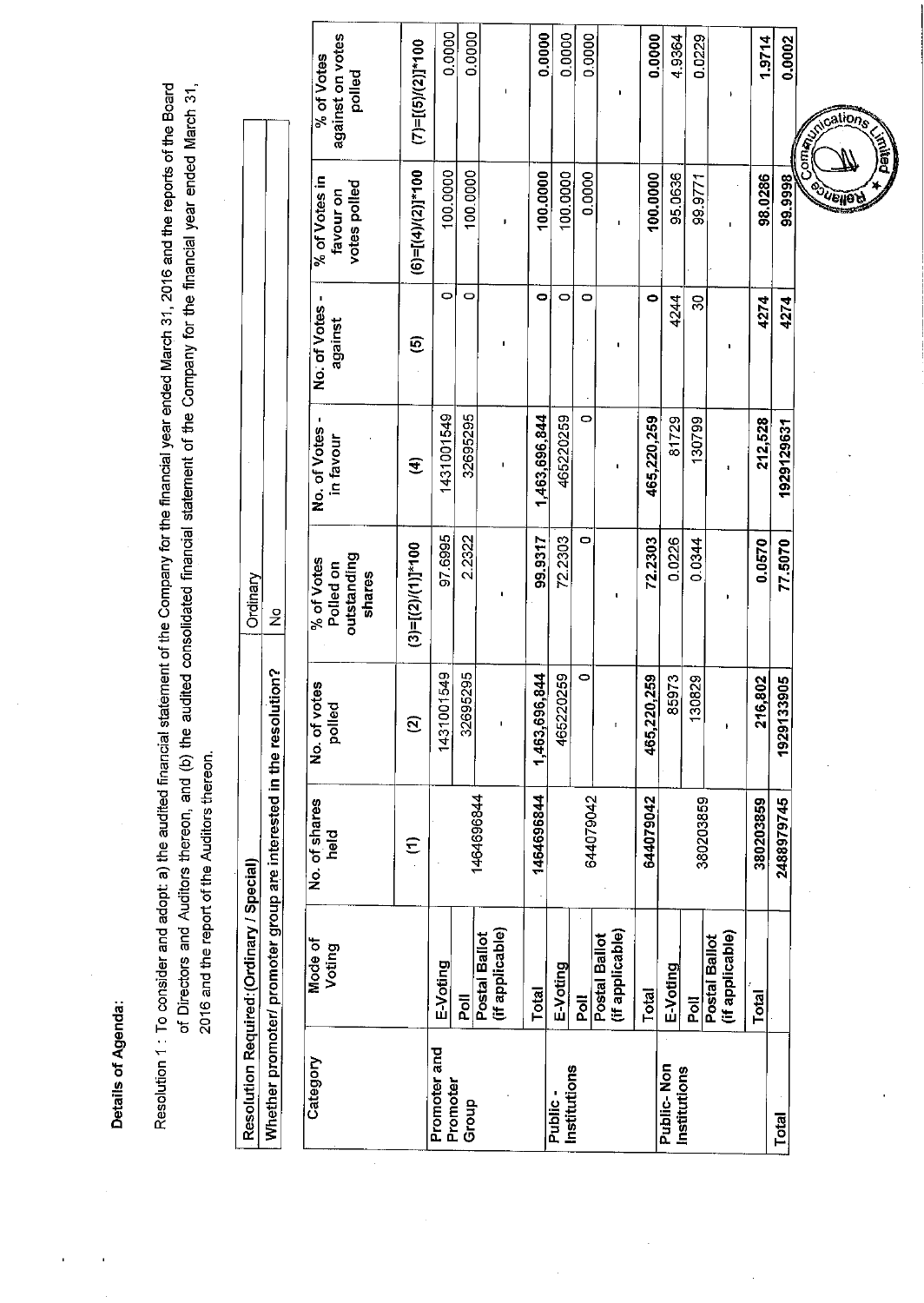**Details of Agenda:**

Resolution 1 : To consider and adopt: a) the audited financial statement of the Company for the financial year ended March 31, 2016 and the reports of the Board of Directors and Auditors thereon, and (b) the audited consolidated financial statement of the Company for the financial year ended March 31, 2016 and the report of the Auditors thereon.

| Resolution Required:(Ordinary / Special) | Ordinary |
|---|---|
| Whether promoter/ promoter group are interested in the resolution? | No |

| Category | Mode of Voting | No. of shares held | No. of votes polled | % of Votes Polled on outstanding shares | No. of Votes - in favour | No. of Votes - against | % of Votes in favour on votes polled | % of Votes against on votes polled |
|---|---|---|---|---|---|---|---|---|
| | | (1) | (2) | (3)=[(2)/(1)]*100 | (4) | (5) | (6)=[(4)/(2)]*100 | (7)=[(5)/(2)]*100 |
| Promoter and Promoter Group | E-Voting | 1464696844 | 1431001549 | 97.6995 | 1431001549 | 0 | 100.0000 | 0.0000 |
| | Poll | | 32695295 | 2.2322 | 32695295 | 0 | 100.0000 | 0.0000 |
| | Postal Ballot (if applicable) | | - | - | - | - | - | - |
| | Total | 1464696844 | 1,463,696,844 | 99.9317 | 1,463,696,844 | 0 | 100.0000 | 0.0000 |
| Public - Institutions | E-Voting | 644079042 | 465220259 | 72.2303 | 465220259 | 0 | 100.0000 | 0.0000 |
| | Poll | | 0 | 0 | 0 | 0 | 0.0000 | 0.0000 |
| | Postal Ballot (if applicable) | | - | - | - | - | - | - |
| | Total | 644079042 | 465,220,259 | 72.2303 | 465,220,259 | 0 | 100.0000 | 0.0000 |
| Public- Non Institutions | E-Voting | 380203859 | 85973 | 0.0226 | 81729 | 4244 | 95.0636 | 4.9364 |
| | Poll | | 130829 | 0.0344 | 130799 | 30 | 99.9771 | 0.0229 |
| | Postal Ballot (if applicable) | | - | - | - | - | - | - |
| | Total | 380203859 | 216,802 | 0.0570 | 212,528 | 4274 | 98.0286 | 1.9714 |
| Total | | 2488979745 | 1929133905 | 77.5070 | 1929129631 | 4274 | 99.9998 | 0.0002 |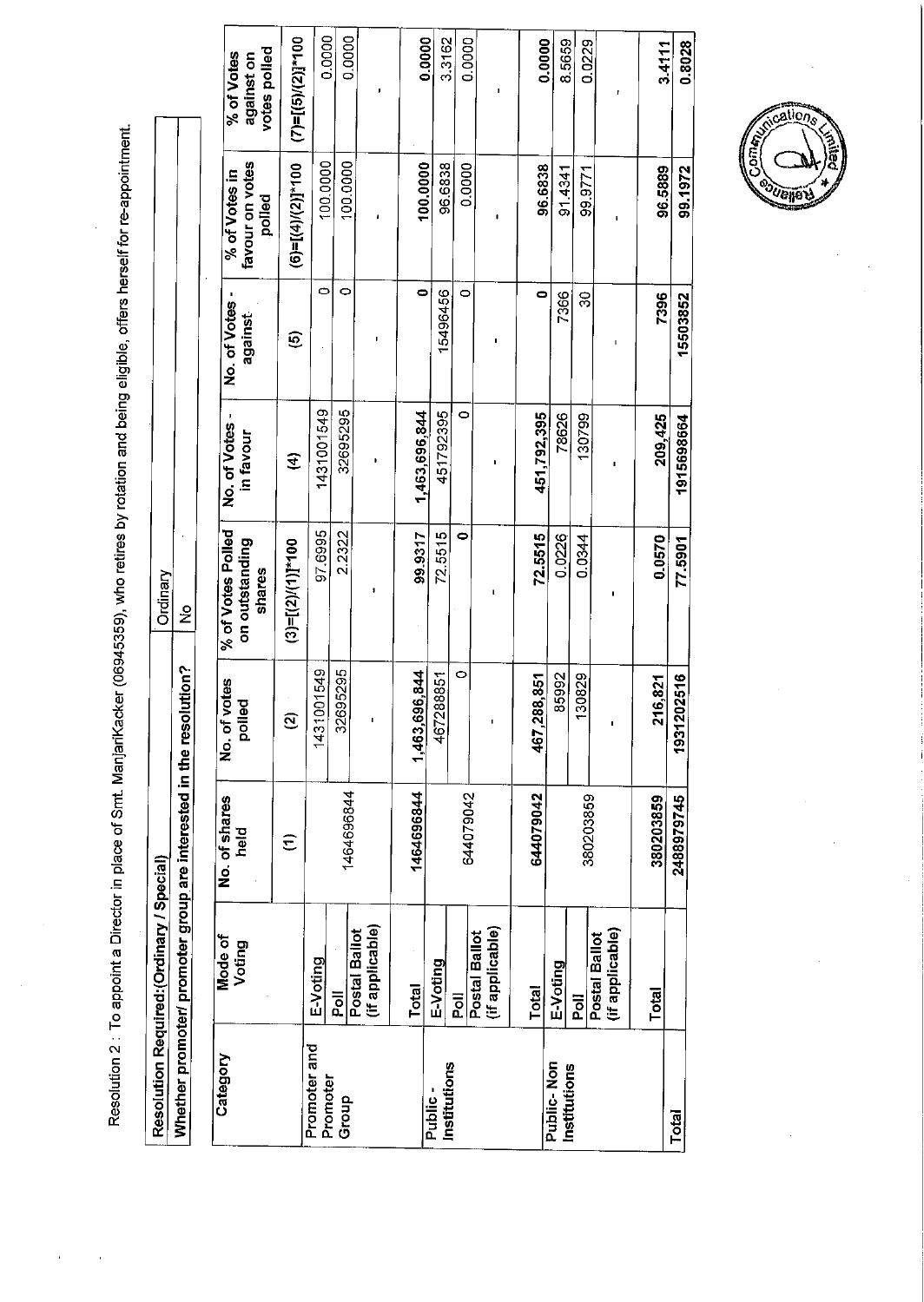Resolution 2 : To appoint a Director in place of Smt. ManjariKacker (06945359), who retires by rotation and being eligible, offers herself for re-appointment.

| Resolution Required:(Ordinary / Special) | Ordinary |
|---|---|
| Whether promoter/ promoter group are interested in the resolution? | No |

| Category | Mode of Voting | No. of shares held | No. of votes polled | % of Votes Polled on outstanding shares | No. of Votes - in favour | No. of Votes - against | % of Votes in favour on votes polled | % of Votes against on votes polled |
|---|---|---|---|---|---|---|---|---|
| | | (1) | (2) | (3)=[(2)/(1)]*100 | (4) | (5) | (6)=[(4)/(2)]*100 | (7)=[(5)/(2)]*100 |
| Promoter and Promoter Group | E-Voting | 1464696844 | 1431001549 | 97.6995 | 1431001549 | 0 | 100.0000 | 0.0000 |
| | Poll | | 32695295 | 2.2322 | 32695295 | 0 | 100.0000 | 0.0000 |
| | Postal Ballot (if applicable) | | - | - | - | - | - | - |
| | Total | 1464696844 | 1,463,696,844 | 99.9317 | 1,463,696,844 | 0 | 100.0000 | 0.0000 |
| Public - Institutions | E-Voting | 644079042 | 467288851 | 72.5515 | 451792395 | 15496456 | 96.6838 | 3.3162 |
| | Poll | | 0 | 0 | 0 | 0 | 0.0000 | 0.0000 |
| | Postal Ballot (if applicable) | | - | - | - | - | - | - |
| | Total | 644079042 | 467,288,851 | 72.5515 | 451,792,395 | 0 | 96.6838 | 0.0000 |
| Public- Non Institutions | E-Voting | 380203859 | 85992 | 0.0226 | 78626 | 7366 | 91.4341 | 8.5659 |
| | Poll | | 130829 | 0.0344 | 130799 | 30 | 99.9771 | 0.0229 |
| | Postal Ballot (if applicable) | | - | - | - | - | - | - |
| | Total | 380203859 | 216,821 | 0.0570 | 209,425 | 7396 | 96.5889 | 3.4111 |
| Total | | 2488979745 | 1931202516 | 77.5901 | 1915698664 | 15503852 | 99.1972 | 0.8028 |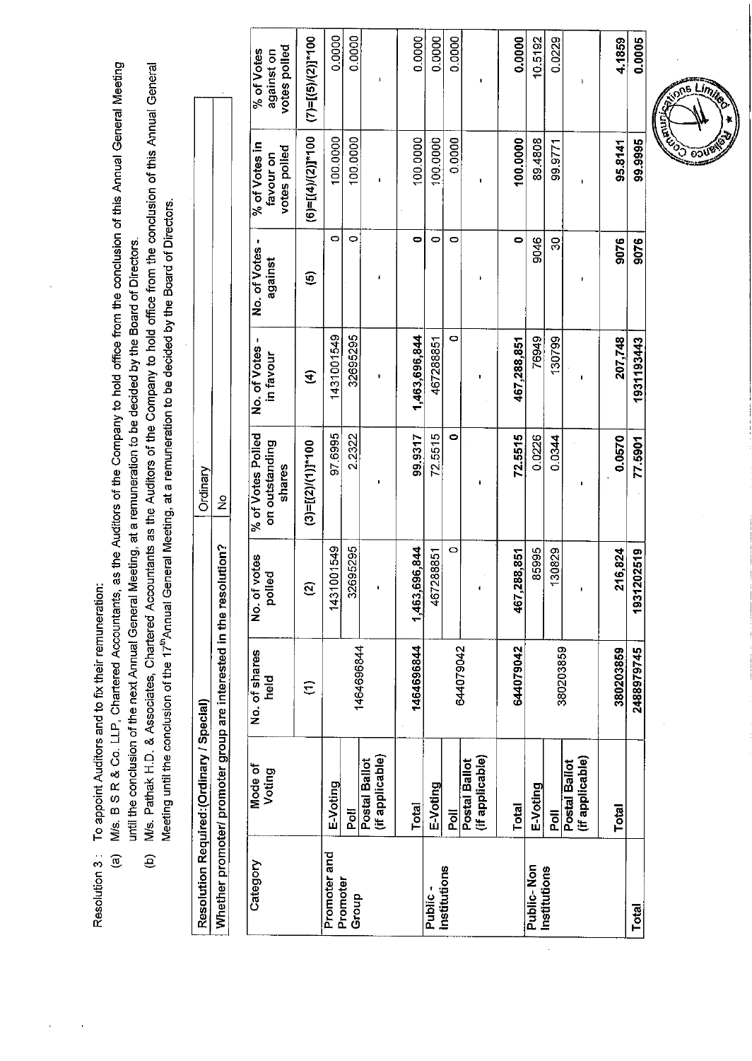Resolution 3 : To appoint Auditors and to fix their remuneration:

(a) M/s. B S R & Co. LLP, Chartered Accountants, as the Auditors of the Company to hold office from the conclusion of this Annual General Meeting until the conclusion of the next Annual General Meeting, at a remuneration to be decided by the Board of Directors.

(b) M/s. Pathak H.D. & Associates, Chartered Accountants as the Auditors of the Company to hold office from the conclusion of this Annual General Meeting until the conclusion of the 17th Annual General Meeting, at a remuneration to be decided by the Board of Directors.

| Resolution Required:(Ordinary / Special) | Ordinary |
|---|---|
| Whether promoter/ promoter group are interested in the resolution? | No |

| Category | Mode of Voting | No. of shares held | No. of votes polled | % of Votes Polled on outstanding shares | No. of Votes - in favour | No. of Votes - against | % of Votes in favour on votes polled | % of Votes against on votes polled |
|---|---|---|---|---|---|---|---|---|
| | | (1) | (2) | (3)=[(2)/(1)]*100 | (4) | (5) | (6)=[(4)/(2)]*100 | (7)=[(5)/(2)]*100 |
| Promoter and Promoter Group | E-Voting | 1464696844 | 1431001549 | 97.6995 | 1431001549 | 0 | 100.0000 | 0.0000 |
| | Poll | | 32695295 | 2.2322 | 32695295 | 0 | 100.0000 | 0.0000 |
| | Postal Ballot (if applicable) | | - | - | - | - | - | - |
| | Total | 1464696844 | 1,463,696,844 | 99.9317 | 1,463,696,844 | 0 | 100.0000 | 0.0000 |
| Public - Institutions | E-Voting | 644079042 | 467288851 | 72.5515 | 467288851 | 0 | 100.0000 | 0.0000 |
| | Poll | | 0 | 0 | 0 | 0 | 0.0000 | 0.0000 |
| | Postal Ballot (if applicable) | | - | - | - | - | - | - |
| | Total | 644079042 | 467,288,851 | 72.5515 | 467,288,851 | 0 | 100.0000 | 0.0000 |
| Public- Non Institutions | E-Voting | 380203859 | 85995 | 0.0226 | 76949 | 9046 | 89.4808 | 10.5192 |
| | Poll | | 130829 | 0.0344 | 130799 | 30 | 99.9771 | 0.0229 |
| | Postal Ballot (if applicable) | | - | - | - | - | - | - |
| | Total | 380203859 | 216,824 | 0.0570 | 207,748 | 9076 | 95.8141 | 4.1859 |
| Total | | 2488979745 | 1931202519 | 77.5901 | 1931193443 | 9076 | 99.9995 | 0.0005 |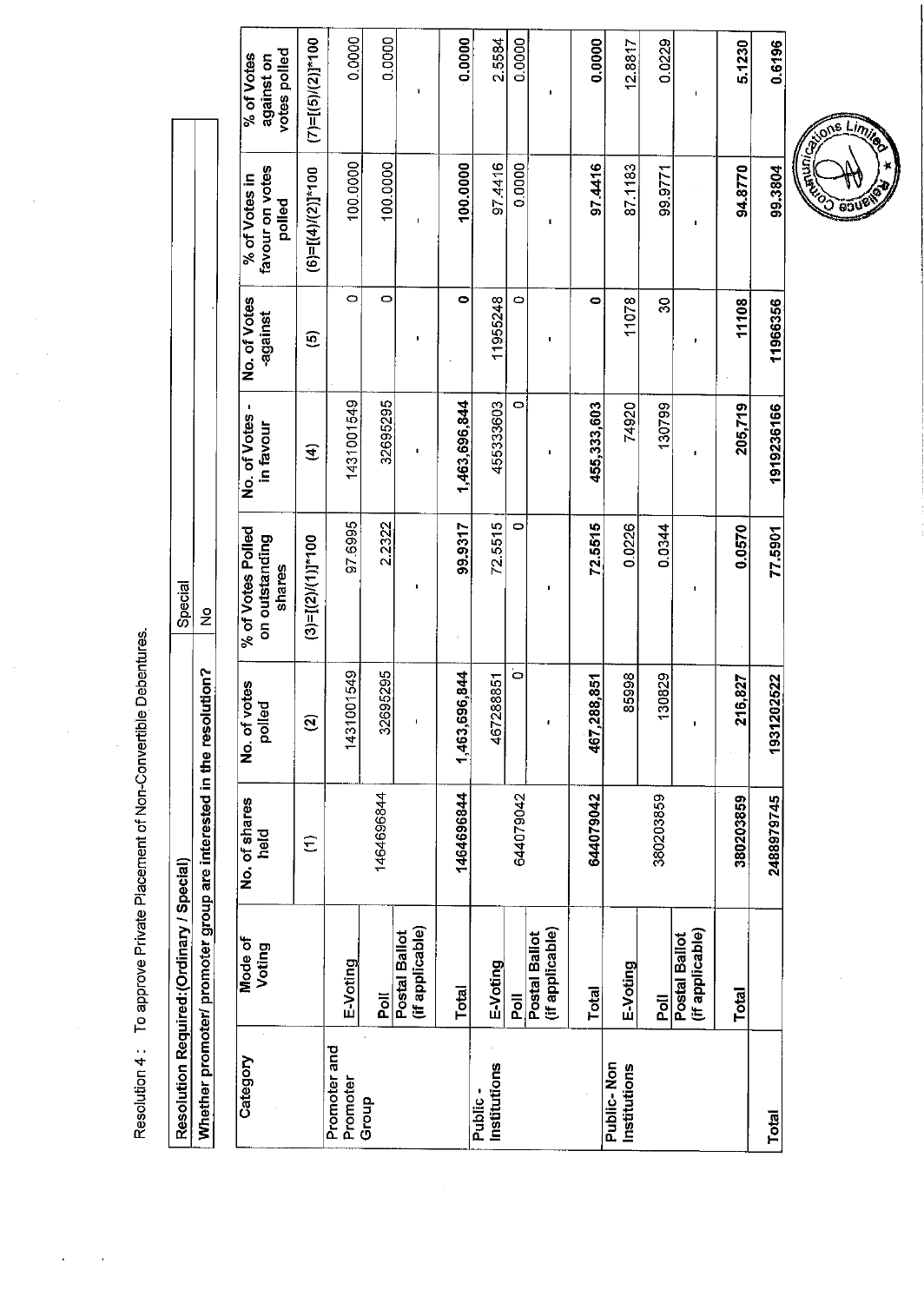Resolution 4 : To approve Private Placement of Non-Convertible Debentures.

| Resolution Required:(Ordinary / Special) | Special |
|---|---|
| Whether promoter/ promoter group are interested in the resolution? | No |

| Category | Mode of Voting | No. of shares held | No. of votes polled | % of Votes Polled on outstanding shares | No. of Votes - in favour | No. of Votes -against | % of Votes in favour on votes polled | % of Votes against on votes polled |
|---|---|---|---|---|---|---|---|---|
| | | (1) | (2) | (3)=[(2)/(1)]*100 | (4) | (5) | (6)=[(4)/(2)]*100 | (7)=[(5)/(2)]*100 |
| Promoter and Promoter Group | E-Voting | 1464696844 | 1431001549 | 97.6995 | 1431001549 | 0 | 100.0000 | 0.0000 |
| | Poll | | 32695295 | 2.2322 | 32695295 | 0 | 100.0000 | 0.0000 |
| | Postal Ballot (if applicable) | | - | - | - | - | - | - |
| | Total | 1464696844 | 1,463,696,844 | 99.9317 | 1,463,696,844 | 0 | 100.0000 | 0.0000 |
| Public - Institutions | E-Voting | 644079042 | 467288851 | 72.5515 | 455333603 | 11955248 | 97.4416 | 2.5584 |
| | Poll | | 0 | 0 | 0 | 0 | 0.0000 | 0.0000 |
| | Postal Ballot (if applicable) | | - | - | - | - | - | - |
| | Total | 644079042 | 467,288,851 | 72.5515 | 455,333,603 | 0 | 97.4416 | 0.0000 |
| Public- Non Institutions | E-Voting | 380203859 | 85998 | 0.0226 | 74920 | 11078 | 87.1183 | 12.8817 |
| | Poll | | 130829 | 0.0344 | 130799 | 30 | 99.9771 | 0.0229 |
| | Postal Ballot (if applicable) | | - | - | - | - | - | - |
| | Total | 380203859 | 216,827 | 0.0570 | 205,719 | 11108 | 94.8770 | 5.1230 |
| Total | | 2488979745 | 1931202522 | 77.5901 | 1919236166 | 11966356 | 99.3804 | 0.6196 |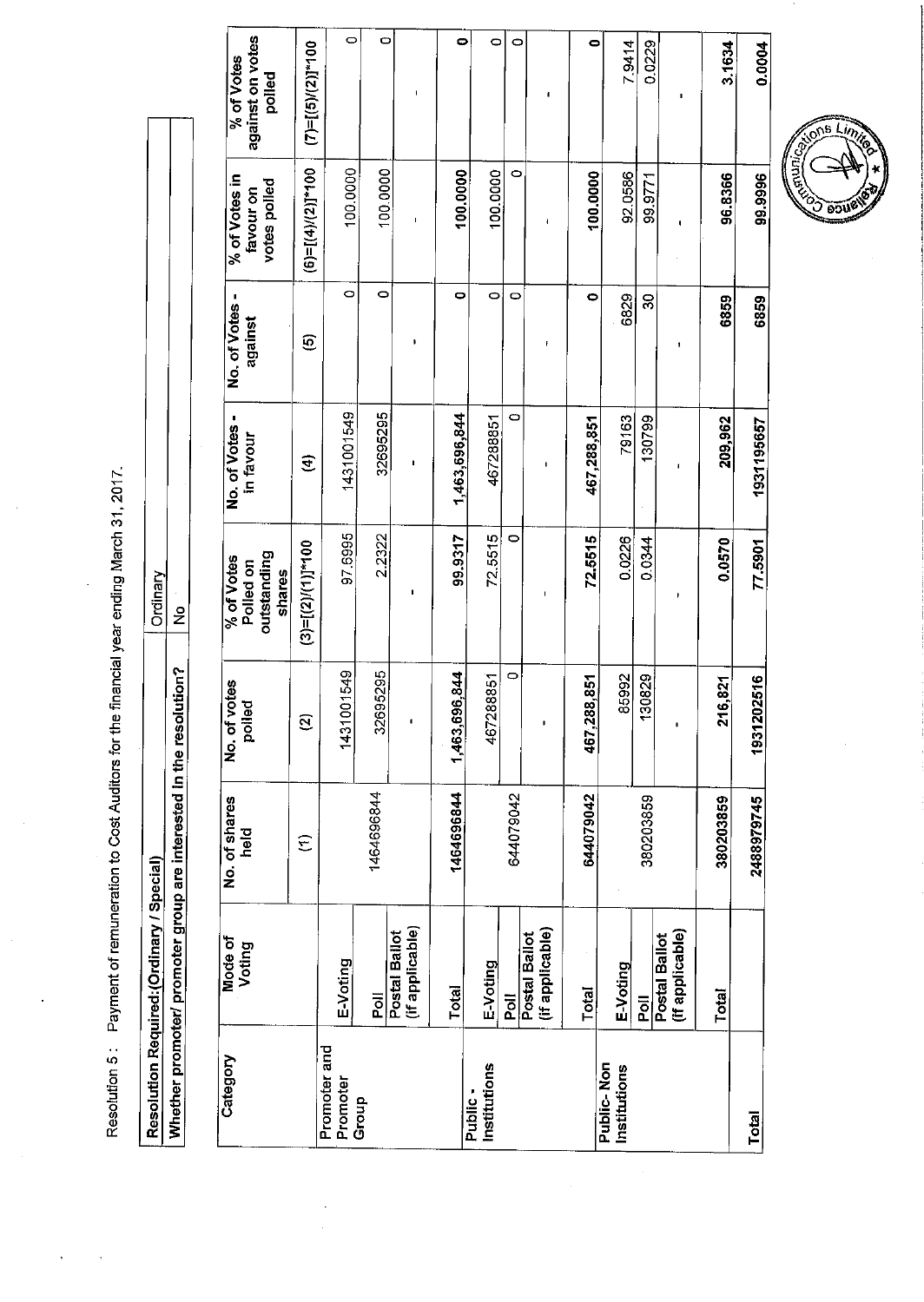Resolution 5 : Payment of remuneration to Cost Auditors for the financial year ending March 31, 2017.

| Resolution Required:(Ordinary / Special) | Ordinary |
|---|---|
| Whether promoter/ promoter group are interested in the resolution? | No |

| Category | Mode of Voting | No. of shares held | No. of votes polled | % of Votes Polled on outstanding shares | No. of Votes - in favour | No. of Votes - against | % of Votes in favour on votes polled | % of Votes against on votes polled |
|---|---|---|---|---|---|---|---|---|
| | | (1) | (2) | (3)=[(2)/(1)]*100 | (4) | (5) | (6)=[(4)/(2)]*100 | (7)=[(5)/(2)]*100 |
| Promoter and Promoter Group | E-Voting | 1464696844 | 1431001549 | 97.6995 | 1431001549 | 0 | 100.0000 | 0 |
| | Poll | | 32695295 | 2.2322 | 32695295 | 0 | 100.0000 | 0 |
| | Postal Ballot (if applicable) | | - | - | - | - | - | - |
| | Total | 1464696844 | 1,463,696,844 | 99.9317 | 1,463,696,844 | 0 | 100.0000 | 0 |
| Public - Institutions | E-Voting | 644079042 | 467288851 | 72.5515 | 467288851 | 0 | 100.0000 | 0 |
| | Poll | | 0 | 0 | 0 | 0 | 0 | 0 |
| | Postal Ballot (if applicable) | | - | - | - | - | - | - |
| | Total | 644079042 | 467,288,851 | 72.5515 | 467,288,851 | 0 | 100.0000 | 0 |
| Public- Non Institutions | E-Voting | 380203859 | 85992 | 0.0226 | 79163 | 6829 | 92.0586 | 7.9414 |
| | Poll | | 130829 | 0.0344 | 130799 | 30 | 99.9771 | 0.0229 |
| | Postal Ballot (if applicable) | | - | - | - | - | - | - |
| | Total | 380203859 | 216,821 | 0.0570 | 209,962 | 6859 | 96.8366 | 3.1634 |
| Total | | 2488979745 | 1931202516 | 77.5901 | 1931195657 | 6859 | 99.9996 | 0.0004 |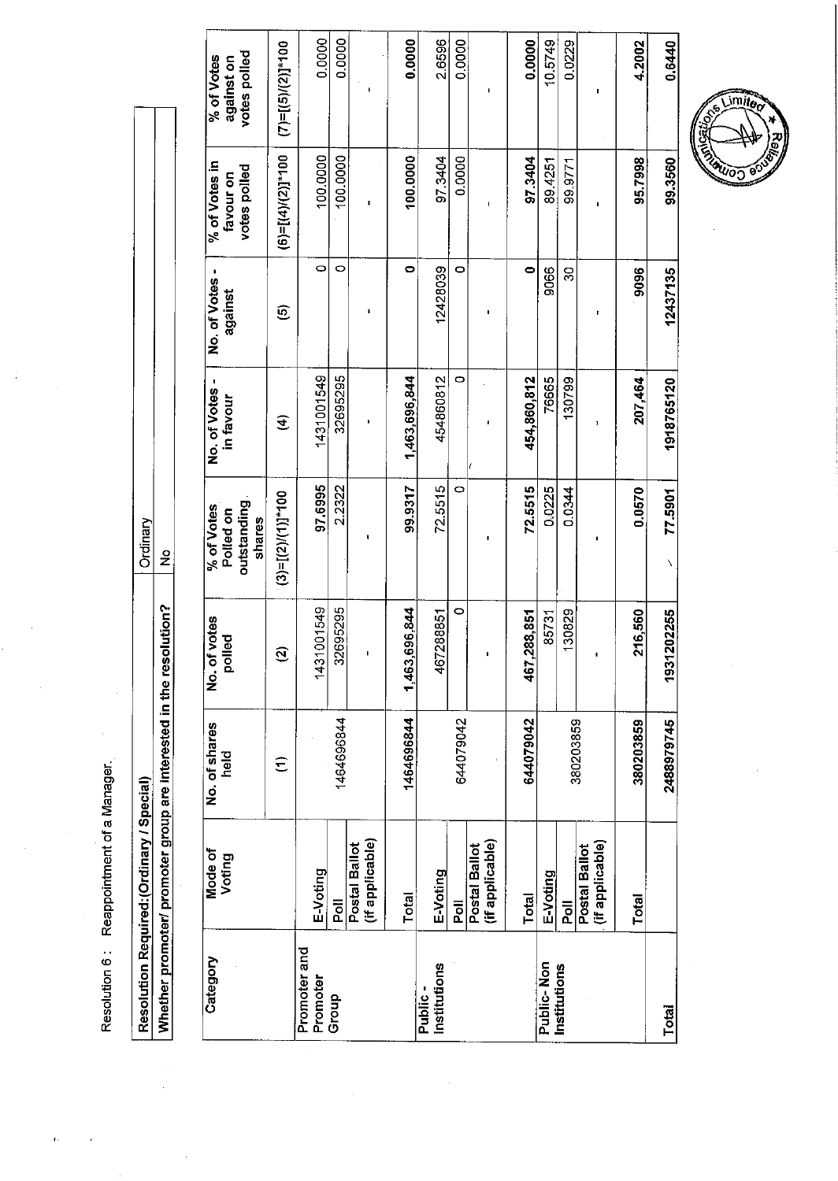Resolution 6 : Reappointment of a Manager.

| Resolution Required:(Ordinary / Special) | Ordinary |
|---|---|
| Whether promoter/ promoter group are interested in the resolution? | No |

| Category | Mode of Voting | No. of shares held | No. of votes polled | % of Votes Polled on outstanding shares | No. of Votes - in favour | No. of Votes - against | % of Votes in favour on votes polled | % of Votes against on votes polled |
|---|---|---|---|---|---|---|---|---|
| | | (1) | (2) | (3)=[(2)/(1)]*100 | (4) | (5) | (6)=[(4)/(2)]*100 | (7)=[(5)/(2)]*100 |
| Promoter and Promoter Group | E-Voting | 1464696844 | 1431001549 | 97.6995 | 1431001549 | 0 | 100.0000 | 0.0000 |
| | Poll | | 32695295 | 2.2322 | 32695295 | 0 | 100.0000 | 0.0000 |
| | Postal Ballot (if applicable) | | - | - | - | - | - | - |
| | Total | 1464696844 | 1,463,696,844 | 99.9317 | 1,463,696,844 | 0 | 100.0000 | 0.0000 |
| Public - Institutions | E-Voting | 644079042 | 467288851 | 72.5515 | 454860812 | 12428039 | 97.3404 | 2.6596 |
| | Poll | | 0 | 0 | 0 | 0 | 0.0000 | 0.0000 |
| | Postal Ballot (if applicable) | | - | - | - | - | - | - |
| | Total | 644079042 | 467,288,851 | 72.5515 | 454,860,812 | 0 | 97.3404 | 0.0000 |
| Public- Non Institutions | E-Voting | 380203859 | 85731 | 0.0225 | 76665 | 9066 | 89.4251 | 10.5749 |
| | Poll | | 130829 | 0.0344 | 130799 | 30 | 99.9771 | 0.0229 |
| | Postal Ballot (if applicable) | | - | - | - | - | - | - |
| | Total | 380203859 | 216,560 | 0.0570 | 207,464 | 9096 | 95.7998 | 4.2002 |
| Total | | 2488979745 | 1931202255 | 77.5901 | 1918765120 | 12437135 | 99.3560 | 0.6440 |